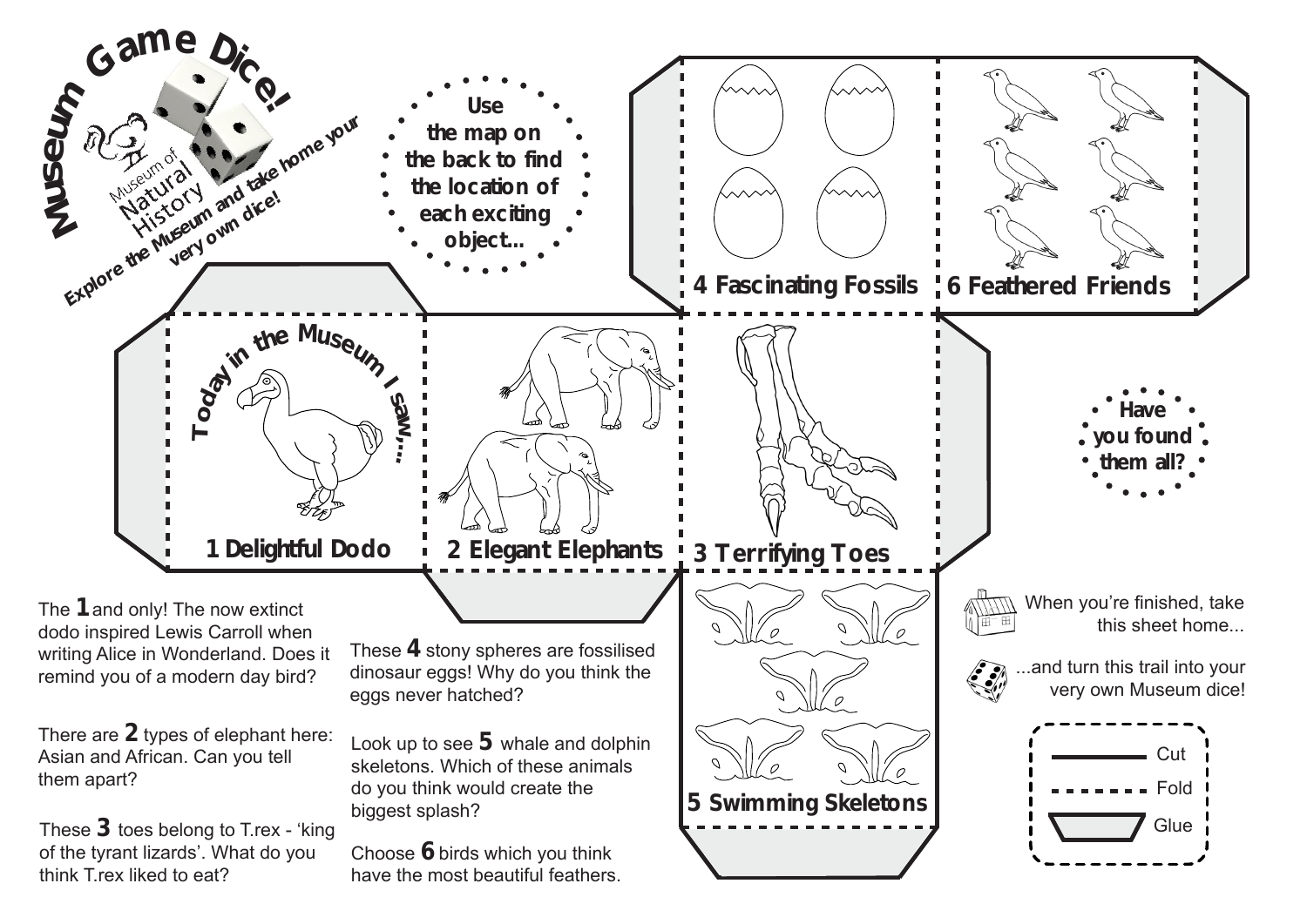# Museum Game Dice!

Museum of Natural History

Explore the Museum and take home your very own dice!

Use the map on the back to find the location of each exciting object...

Today in the Museum I saw...

**1 Delightful Dodo**

**2 Elegant Elephants**

**3 Terrifying Toes**

**4 Fascinating Fossils**

**5 Swimming Skeletons**

**6 Feathered Friends**

Have you found them all?

The **1** and only! The now extinct dodo inspired Lewis Carroll when writing Alice in Wonderland. Does it remind you of a modern day bird?

There are **2** types of elephant here: Asian and African. Can you tell them apart?

These **3** toes belong to T.rex - 'king of the tyrant lizards'. What do you think T.rex liked to eat?

These **4** stony spheres are fossilised dinosaur eggs! Why do you think the eggs never hatched?

Look up to see **5** whale and dolphin skeletons. Which of these animals do you think would create the biggest splash?

Choose **6** birds which you think have the most beautiful feathers.

When you're finished, take this sheet home...

...and turn this trail into your very own Museum dice!

- Cut
- Fold
- Glue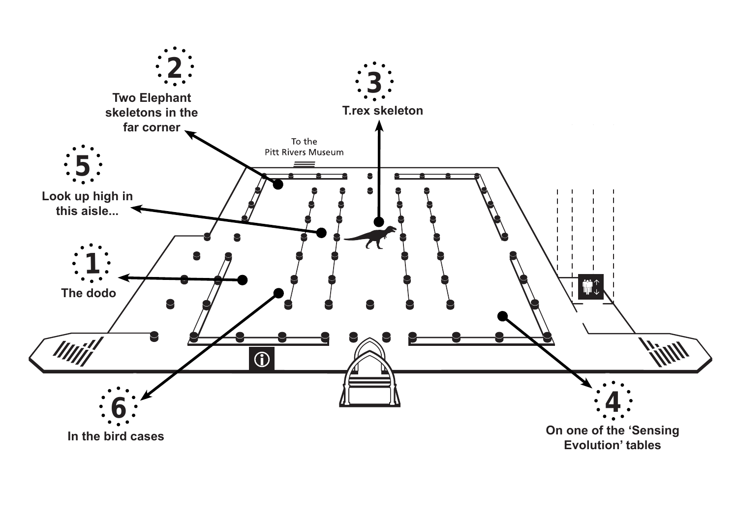2

Two Elephant skeletons in the far corner

3

T.rex skeleton

To the Pitt Rivers Museum

5

Look up high in this aisle...

1

The dodo

6

In the bird cases

4

On one of the 'Sensing Evolution' tables